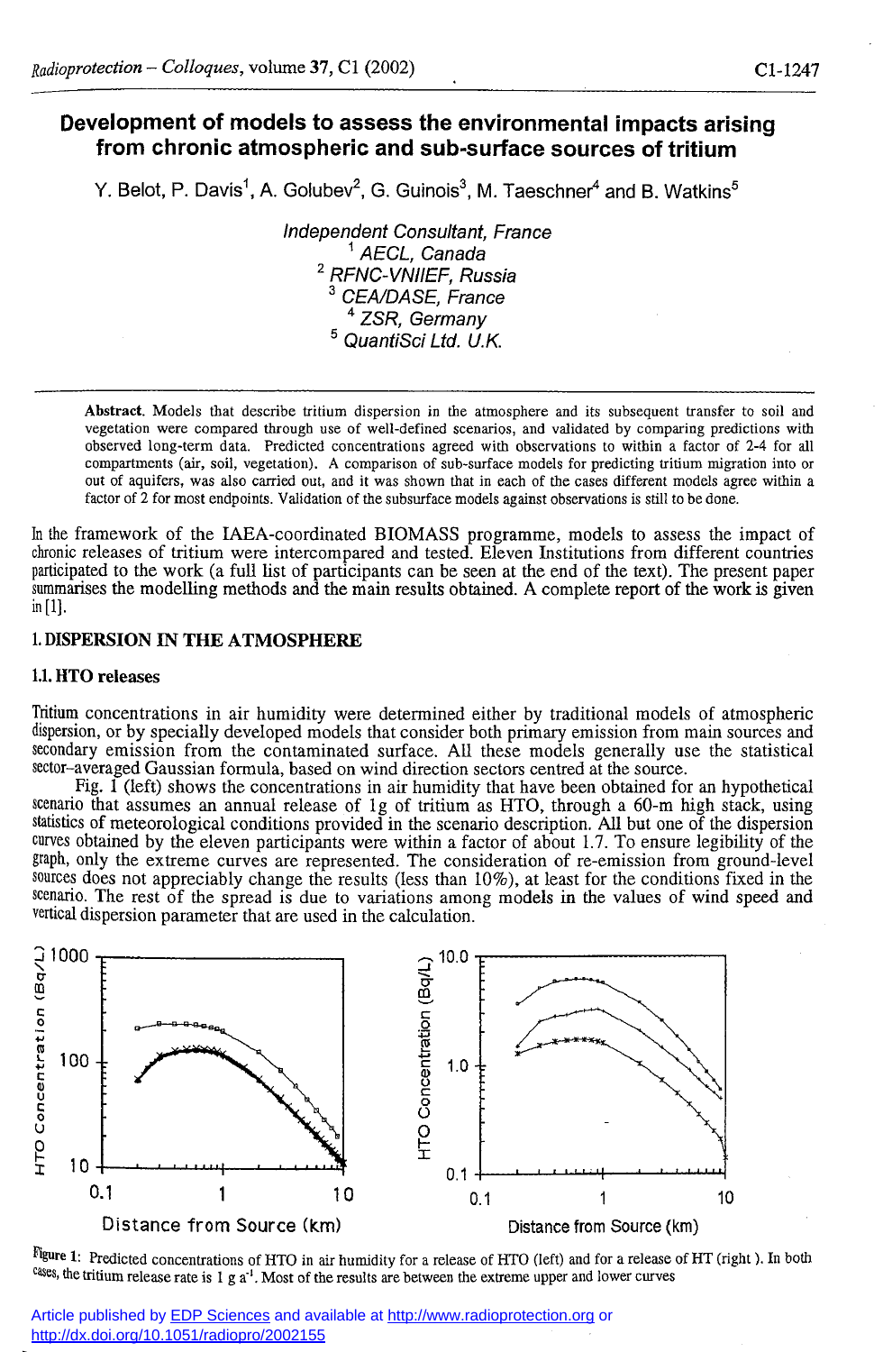# Development of models to assess the environmental impacts arising from chronic atmospheric and sub-surface sources of tritium

Y. Belot, P. Davis[1], A. Golubev[2], G. Guinois[3], M. Taeschner[4] and B. Watkins[5]

*Independent Consultant, France*
*[1] AECL, Canada*
*[2] RFNC-VNIIEF, Russia*
*[3] CEA/DASE, France*
*[4] ZSR, Germany*
*[5] QuantiSci Ltd. U.K.*

**Abstract.** Models that describe tritium dispersion in the atmosphere and its subsequent transfer to soil and vegetation were compared through use of well-defined scenarios, and validated by comparing predictions with observed long-term data. Predicted concentrations agreed with observations to within a factor of 2-4 for all compartments (air, soil, vegetation). A comparison of sub-surface models for predicting tritium migration into or out of aquifers, was also carried out, and it was shown that in each of the cases different models agree within a factor of 2 for most endpoints. Validation of the subsurface models against observations is still to be done.

In the framework of the IAEA-coordinated BIOMASS programme, models to assess the impact of chronic releases of tritium were intercompared and tested. Eleven Institutions from different countries participated to the work (a full list of participants can be seen at the end of the text). The present paper summarises the modelling methods and the main results obtained. A complete report of the work is given in [1].

## 1. DISPERSION IN THE ATMOSPHERE

### 1.1. HTO releases

Tritium concentrations in air humidity were determined either by traditional models of atmospheric dispersion, or by specially developed models that consider both primary emission from main sources and secondary emission from the contaminated surface. All these models generally use the statistical sector-averaged Gaussian formula, based on wind direction sectors centred at the source.

Fig. 1 (left) shows the concentrations in air humidity that have been obtained for an hypothetical scenario that assumes an annual release of 1g of tritium as HTO, through a 60-m high stack, using statistics of meteorological conditions provided in the scenario description. All but one of the dispersion curves obtained by the eleven participants were within a factor of about 1.7. To ensure legibility of the graph, only the extreme curves are represented. The consideration of re-emission from ground-level sources does not appreciably change the results (less than 10%), at least for the conditions fixed in the scenario. The rest of the spread is due to variations among models in the values of wind speed and vertical dispersion parameter that are used in the calculation.

Figure 1: Predicted concentrations of HTO in air humidity for a release of HTO (left) and for a release of HT (right ). In both cases, the tritium release rate is 1 g $a^{-1}$. Most of the results are between the extreme upper and lower curves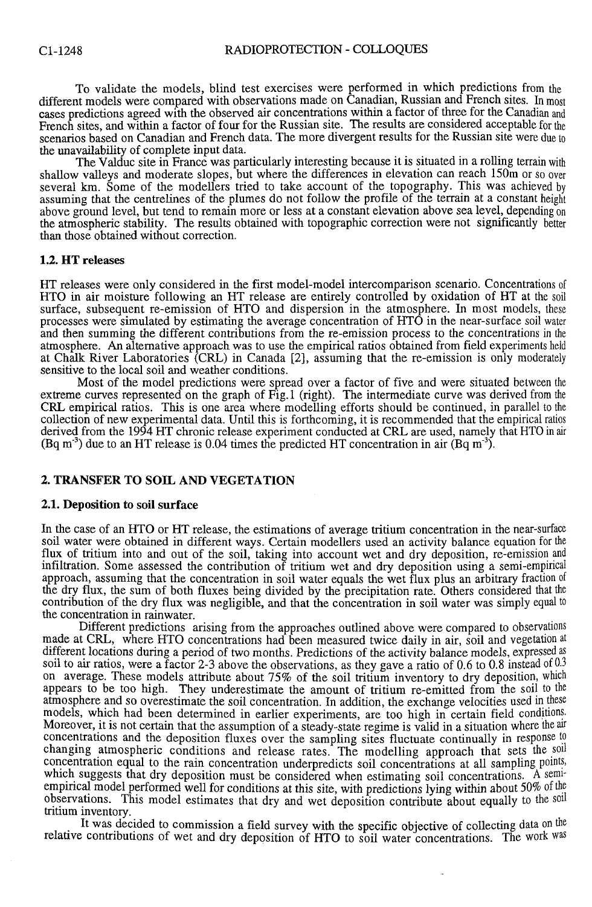To validate the models, blind test exercises were performed in which predictions from the different models were compared with observations made on Canadian, Russian and French sites. In most cases predictions agreed with the observed air concentrations within a factor of three for the Canadian and French sites, and within a factor of four for the Russian site. The results are considered acceptable for the scenarios based on Canadian and French data. The more divergent results for the Russian site were due to the unavailability of complete input data.

The Valduc site in France was particularly interesting because it is situated in a rolling terrain with shallow valleys and moderate slopes, but where the differences in elevation can reach 150m or so over several km. Some of the modellers tried to take account of the topography. This was achieved by assuming that the centrelines of the plumes do not follow the profile of the terrain at a constant height above ground level, but tend to remain more or less at a constant elevation above sea level, depending on the atmospheric stability. The results obtained with topographic correction were not significantly better than those obtained without correction.

### 1.2. HT releases

HT releases were only considered in the first model-model intercomparison scenario. Concentrations of HTO in air moisture following an HT release are entirely controlled by oxidation of HT at the soil surface, subsequent re-emission of HTO and dispersion in the atmosphere. In most models, these processes were simulated by estimating the average concentration of HTO in the near-surface soil water and then summing the different contributions from the re-emission process to the concentrations in the atmosphere. An alternative approach was to use the empirical ratios obtained from field experiments held at Chalk River Laboratories (CRL) in Canada [2], assuming that the re-emission is only moderately sensitive to the local soil and weather conditions.

Most of the model predictions were spread over a factor of five and were situated between the extreme curves represented on the graph of Fig.1 (right). The intermediate curve was derived from the CRL empirical ratios. This is one area where modelling efforts should be continued, in parallel to the collection of new experimental data. Until this is forthcoming, it is recommended that the empirical ratios derived from the 1994 HT chronic release experiment conducted at CRL are used, namely that HTO in air (Bq $m^{-3}$) due to an HT release is 0.04 times the predicted HT concentration in air (Bq $m^{-3}$).

## 2. TRANSFER TO SOIL AND VEGETATION

### 2.1. Deposition to soil surface

In the case of an HTO or HT release, the estimations of average tritium concentration in the near-surface soil water were obtained in different ways. Certain modellers used an activity balance equation for the flux of tritium into and out of the soil, taking into account wet and dry deposition, re-emission and infiltration. Some assessed the contribution of tritium wet and dry deposition using a semi-empirical approach, assuming that the concentration in soil water equals the wet flux plus an arbitrary fraction of the dry flux, the sum of both fluxes being divided by the precipitation rate. Others considered that the contribution of the dry flux was negligible, and that the concentration in soil water was simply equal to the concentration in rainwater.

Different predictions arising from the approaches outlined above were compared to observations made at CRL, where HTO concentrations had been measured twice daily in air, soil and vegetation at different locations during a period of two months. Predictions of the activity balance models, expressed as soil to air ratios, were a factor 2-3 above the observations, as they gave a ratio of 0.6 to 0.8 instead of 0.3 on average. These models attribute about 75% of the soil tritium inventory to dry deposition, which appears to be too high. They underestimate the amount of tritium re-emitted from the soil to the atmosphere and so overestimate the soil concentration. In addition, the exchange velocities used in these models, which had been determined in earlier experiments, are too high in certain field conditions. Moreover, it is not certain that the assumption of a steady-state regime is valid in a situation where the air concentrations and the deposition fluxes over the sampling sites fluctuate continually in response to changing atmospheric conditions and release rates. The modelling approach that sets the soil concentration equal to the rain concentration underpredicts soil concentrations at all sampling points, which suggests that dry deposition must be considered when estimating soil concentrations. A semi-empirical model performed well for conditions at this site, with predictions lying within about 50% of the observations. This model estimates that dry and wet deposition contribute about equally to the soil tritium inventory.

It was decided to commission a field survey with the specific objective of collecting data on the relative contributions of wet and dry deposition of HTO to soil water concentrations. The work was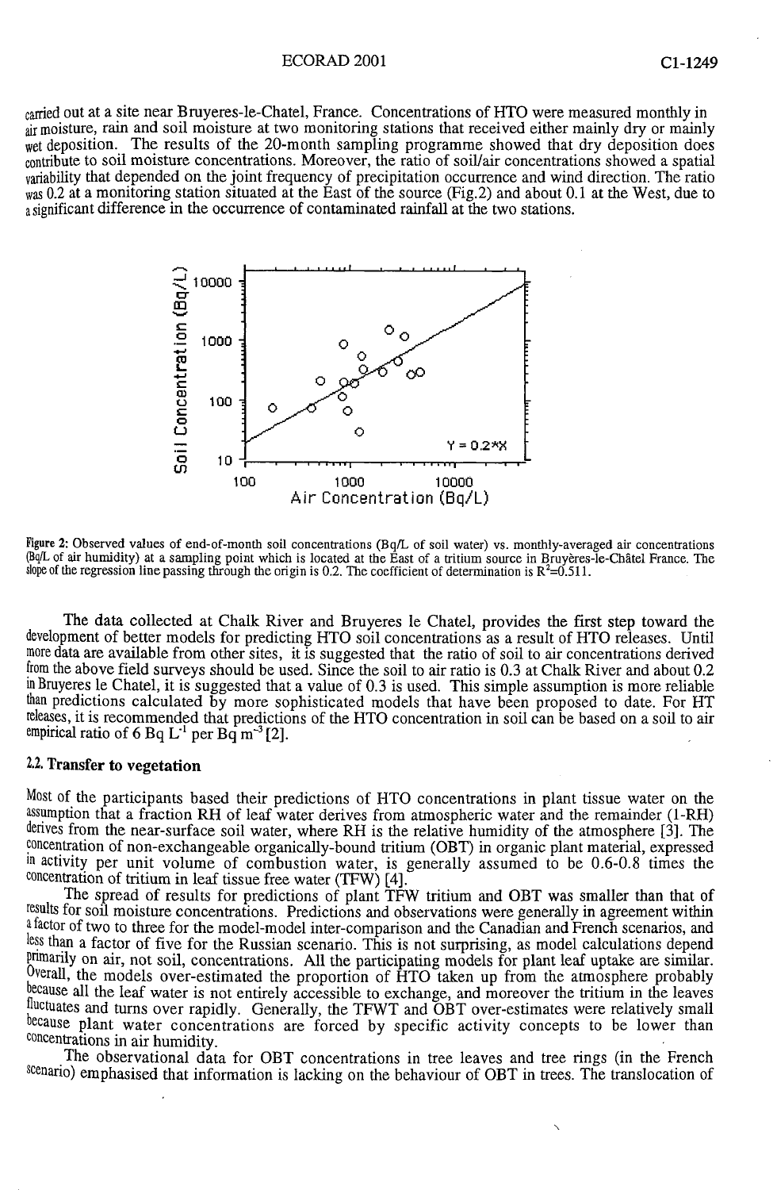carried out at a site near Bruyeres-le-Chatel, France. Concentrations of HTO were measured monthly in air moisture, rain and soil moisture at two monitoring stations that received either mainly dry or mainly wet deposition. The results of the 20-month sampling programme showed that dry deposition does contribute to soil moisture concentrations. Moreover, the ratio of soil/air concentrations showed a spatial variability that depended on the joint frequency of precipitation occurrence and wind direction. The ratio was 0.2 at a monitoring station situated at the East of the source (Fig.2) and about 0.1 at the West, due to a significant difference in the occurrence of contaminated rainfall at the two stations.

Figure 2: Observed values of end-of-month soil concentrations (Bq/L of soil water) vs. monthly-averaged air concentrations (Bq/L of air humidity) at a sampling point which is located at the East of a tritium source in Bruyères-le-Châtel France. The slope of the regression line passing through the origin is 0.2. The coefficient of determination is $R^2$=0.511.

The data collected at Chalk River and Bruyeres le Chatel, provides the first step toward the development of better models for predicting HTO soil concentrations as a result of HTO releases. Until more data are available from other sites, it is suggested that the ratio of soil to air concentrations derived from the above field surveys should be used. Since the soil to air ratio is 0.3 at Chalk River and about 0.2 in Bruyeres le Chatel, it is suggested that a value of 0.3 is used. This simple assumption is more reliable than predictions calculated by more sophisticated models that have been proposed to date. For HT releases, it is recommended that predictions of the HTO concentration in soil can be based on a soil to air empirical ratio of 6 Bq $L^{-1}$ per Bq $m^{-3}$ [2].

### 2.2. Transfer to vegetation

Most of the participants based their predictions of HTO concentrations in plant tissue water on the assumption that a fraction RH of leaf water derives from atmospheric water and the remainder (1-RH) derives from the near-surface soil water, where RH is the relative humidity of the atmosphere [3]. The concentration of non-exchangeable organically-bound tritium (OBT) in organic plant material, expressed in activity per unit volume of combustion water, is generally assumed to be 0.6-0.8 times the concentration of tritium in leaf tissue free water (TFW) [4].

The spread of results for predictions of plant TFW tritium and OBT was smaller than that of results for soil moisture concentrations. Predictions and observations were generally in agreement within a factor of two to three for the model-model inter-comparison and the Canadian and French scenarios, and less than a factor of five for the Russian scenario. This is not surprising, as model calculations depend primarily on air, not soil, concentrations. All the participating models for plant leaf uptake are similar. Overall, the models over-estimated the proportion of HTO taken up from the atmosphere probably because all the leaf water is not entirely accessible to exchange, and moreover the tritium in the leaves fluctuates and turns over rapidly. Generally, the TFWT and OBT over-estimates were relatively small because plant water concentrations are forced by specific activity concepts to be lower than concentrations in air humidity.

The observational data for OBT concentrations in tree leaves and tree rings (in the French scenario) emphasised that information is lacking on the behaviour of OBT in trees. The translocation of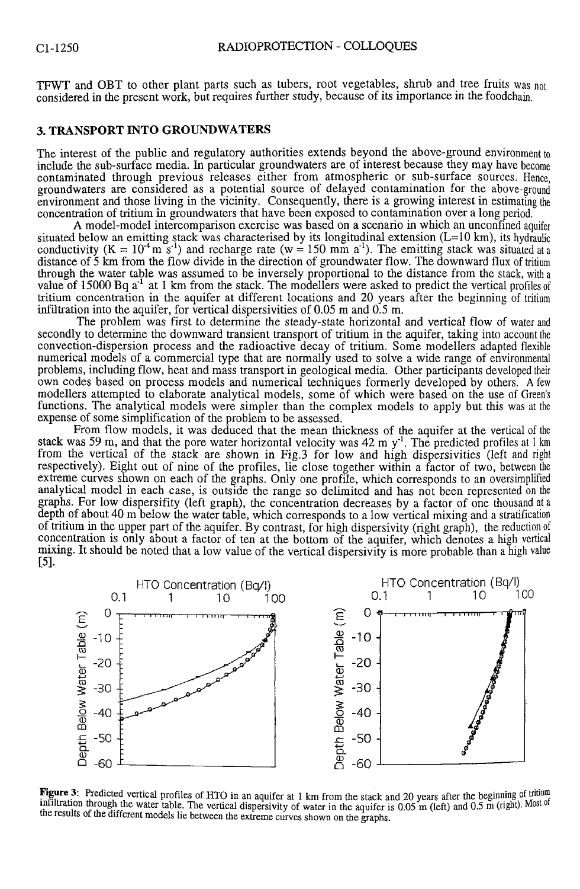TFWT and OBT to other plant parts such as tubers, root vegetables, shrub and tree fruits was not considered in the present work, but requires further study, because of its importance in the foodchain.

## 3. TRANSPORT INTO GROUNDWATERS

The interest of the public and regulatory authorities extends beyond the above-ground environment to include the sub-surface media. In particular groundwaters are of interest because they may have become contaminated through previous releases either from atmospheric or sub-surface sources. Hence, groundwaters are considered as a potential source of delayed contamination for the above-ground environment and those living in the vicinity. Consequently, there is a growing interest in estimating the concentration of tritium in groundwaters that have been exposed to contamination over a long period.

A model-model intercomparison exercise was based on a scenario in which an unconfined aquifer situated below an emitting stack was characterised by its longitudinal extension (L=10 km), its hydraulic conductivity ($K = 10^{-4}$ m $s^{-1}$) and recharge rate (w = 150 mm $a^{-1}$). The emitting stack was situated at a distance of 5 km from the flow divide in the direction of groundwater flow. The downward flux of tritium through the water table was assumed to be inversely proportional to the distance from the stack, with a value of 15000 Bq $a^{-1}$ at 1 km from the stack. The modellers were asked to predict the vertical profiles of tritium concentration in the aquifer at different locations and 20 years after the beginning of tritium infiltration into the aquifer, for vertical dispersivities of 0.05 m and 0.5 m.

The problem was first to determine the steady-state horizontal and vertical flow of water and secondly to determine the downward transient transport of tritium in the aquifer, taking into account the convection-dispersion process and the radioactive decay of tritium. Some modellers adapted flexible numerical models of a commercial type that are normally used to solve a wide range of environmental problems, including flow, heat and mass transport in geological media. Other participants developed their own codes based on process models and numerical techniques formerly developed by others. A few modellers attempted to elaborate analytical models, some of which were based on the use of Green's functions. The analytical models were simpler than the complex models to apply but this was at the expense of some simplification of the problem to be assessed.

From flow models, it was deduced that the mean thickness of the aquifer at the vertical of the stack was 59 m, and that the pore water horizontal velocity was 42 m $y^{-1}$. The predicted profiles at 1 km from the vertical of the stack are shown in Fig.3 for low and high dispersivities (left and right respectively). Eight out of nine of the profiles, lie close together within a factor of two, between the extreme curves shown on each of the graphs. Only one profile, which corresponds to an oversimplified analytical model in each case, is outside the range so delimited and has not been represented on the graphs. For low dispersifity (left graph), the concentration decreases by a factor of one thousand at a depth of about 40 m below the water table, which corresponds to a low vertical mixing and a stratification of tritium in the upper part of the aquifer. By contrast, for high dispersivity (right graph), the reduction of concentration is only about a factor of ten at the bottom of the aquifer, which denotes a high vertical mixing. It should be noted that a low value of the vertical dispersivity is more probable than a high value [5].

**Figure 3**: Predicted vertical profiles of HTO in an aquifer at 1 km from the stack and 20 years after the beginning of tritium infiltration through the water table. The vertical dispersivity of water in the aquifer is 0.05 m (left) and 0.5 m (right). Most of the results of the different models lie between the extreme curves shown on the graphs.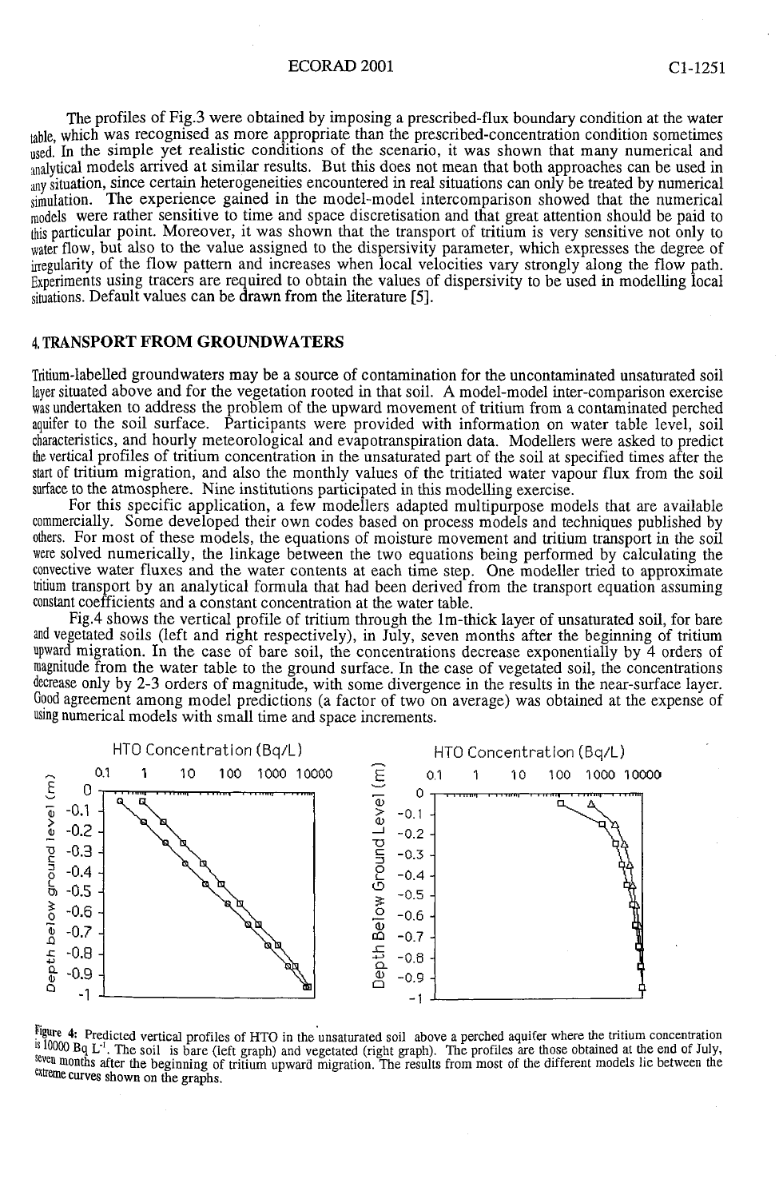The profiles of Fig.3 were obtained by imposing a prescribed-flux boundary condition at the water table, which was recognised as more appropriate than the prescribed-concentration condition sometimes used. In the simple yet realistic conditions of the scenario, it was shown that many numerical and analytical models arrived at similar results. But this does not mean that both approaches can be used in any situation, since certain heterogeneities encountered in real situations can only be treated by numerical simulation. The experience gained in the model-model intercomparison showed that the numerical models were rather sensitive to time and space discretisation and that great attention should be paid to this particular point. Moreover, it was shown that the transport of tritium is very sensitive not only to water flow, but also to the value assigned to the dispersivity parameter, which expresses the degree of irregularity of the flow pattern and increases when local velocities vary strongly along the flow path. Experiments using tracers are required to obtain the values of dispersivity to be used in modelling local situations. Default values can be drawn from the literature [5].

## 4. TRANSPORT FROM GROUNDWATERS

Tritium-labelled groundwaters may be a source of contamination for the uncontaminated unsaturated soil layer situated above and for the vegetation rooted in that soil. A model-model inter-comparison exercise was undertaken to address the problem of the upward movement of tritium from a contaminated perched aquifer to the soil surface. Participants were provided with information on water table level, soil characteristics, and hourly meteorological and evapotranspiration data. Modellers were asked to predict the vertical profiles of tritium concentration in the unsaturated part of the soil at specified times after the start of tritium migration, and also the monthly values of the tritiated water vapour flux from the soil surface to the atmosphere. Nine institutions participated in this modelling exercise.

For this specific application, a few modellers adapted multipurpose models that are available commercially. Some developed their own codes based on process models and techniques published by others. For most of these models, the equations of moisture movement and tritium transport in the soil were solved numerically, the linkage between the two equations being performed by calculating the convective water fluxes and the water contents at each time step. One modeller tried to approximate tritium transport by an analytical formula that had been derived from the transport equation assuming constant coefficients and a constant concentration at the water table.

Fig.4 shows the vertical profile of tritium through the 1m-thick layer of unsaturated soil, for bare and vegetated soils (left and right respectively), in July, seven months after the beginning of tritium upward migration. In the case of bare soil, the concentrations decrease exponentially by 4 orders of magnitude from the water table to the ground surface. In the case of vegetated soil, the concentrations decrease only by 2-3 orders of magnitude, with some divergence in the results in the near-surface layer. Good agreement among model predictions (a factor of two on average) was obtained at the expense of using numerical models with small time and space increments.

Figure 4: Predicted vertical profiles of HTO in the unsaturated soil above a perched aquifer where the tritium concentration is 10000 Bq L$^{-1}$. The soil is bare (left graph) and vegetated (right graph). The profiles are those obtained at the end of July, seven months after the beginning of tritium upward migration. The results from most of the different models lie between the extreme curves shown on the graphs.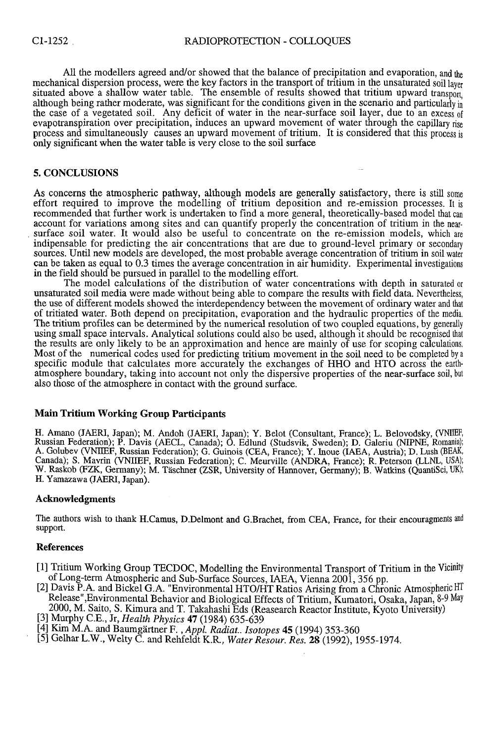All the modellers agreed and/or showed that the balance of precipitation and evaporation, and the mechanical dispersion process, were the key factors in the transport of tritium in the unsaturated soil layer situated above a shallow water table. The ensemble of results showed that tritium upward transport, although being rather moderate, was significant for the conditions given in the scenario and particularly in the case of a vegetated soil. Any deficit of water in the near-surface soil layer, due to an excess of evapotranspiration over precipitation, induces an upward movement of water through the capillary rise process and simultaneously causes an upward movement of tritium. It is considered that this process is only significant when the water table is very close to the soil surface

## 5. CONCLUSIONS

As concerns the atmospheric pathway, although models are generally satisfactory, there is still some effort required to improve the modelling of tritium deposition and re-emission processes. It is recommended that further work is undertaken to find a more general, theoretically-based model that can account for variations among sites and can quantify properly the concentration of tritium in the near-surface soil water. It would also be useful to concentrate on the re-emission models, which are indispensable for predicting the air concentrations that are due to ground-level primary or secondary sources. Until new models are developed, the most probable average concentration of tritium in soil water can be taken as equal to 0.3 times the average concentration in air humidity. Experimental investigations in the field should be pursued in parallel to the modelling effort.

The model calculations of the distribution of water concentrations with depth in saturated or unsaturated soil media were made without being able to compare the results with field data. Nevertheless, the use of different models showed the interdependency between the movement of ordinary water and that of tritiated water. Both depend on precipitation, evaporation and the hydraulic properties of the media. The tritium profiles can be determined by the numerical resolution of two coupled equations, by generally using small space intervals. Analytical solutions could also be used, although it should be recognised that the results are only likely to be an approximation and hence are mainly of use for scoping calculations. Most of the numerical codes used for predicting tritium movement in the soil need to be completed by a specific module that calculates more accurately the exchanges of HHO and HTO across the earth-atmosphere boundary, taking into account not only the dispersive properties of the near-surface soil, but also those of the atmosphere in contact with the ground surface.

### Main Tritium Working Group Participants

H. Amano (JAERI, Japan); M. Andoh (JAERI, Japan); Y. Belot (Consultant, France); L. Belovodsky, (VNIIEF, Russian Federation); P. Davis (AECL, Canada); O. Edlund (Studsvik, Sweden); D. Galeriu (NIPNE, Romania); A. Golubev (VNIIEF, Russian Federation); G. Guinois (CEA, France); Y. Inoue (IAEA, Austria); D. Lush (BEAK, Canada); S. Mavrin (VNIIEF, Russian Federation); C. Meurville (ANDRA, France); R. Peterson (LLNL, USA); W. Raskob (FZK, Germany); M. Täschner (ZSR, University of Hannover, Germany); B. Watkins (QuantiSci, UK); H. Yamazawa (JAERI, Japan).

### Acknowledgments

The authors wish to thank H.Camus, D.Delmont and G.Brachet, from CEA, France, for their encouragments and support.

### References

[1] Tritium Working Group TECDOC, Modelling the Environmental Transport of Tritium in the Vicinity of Long-term Atmospheric and Sub-Surface Sources, IAEA, Vienna 2001, 356 pp.

[2] Davis P.A. and Bickel G.A. "Environmental HTO/HT Ratios Arising from a Chronic Atmospheric HT Release",Environmental Behavior and Biological Effects of Tritium, Kumatori, Osaka, Japan, 8-9 May 2000, M. Saito, S. Kimura and T. Takahashi Eds (Reasearch Reactor Institute, Kyoto University)

[3] Murphy C.E., Jr, *Health Physics* **47** (1984) 635-639

[4] Kim M.A. and Baumgärtner F. , *Appl. Radiat.. Isotopes* **45** (1994) 353-360

[5] Gelhar L.W., Welty C. and Rehfeldt K.R., *Water Resour. Res.* **28** (1992), 1955-1974.